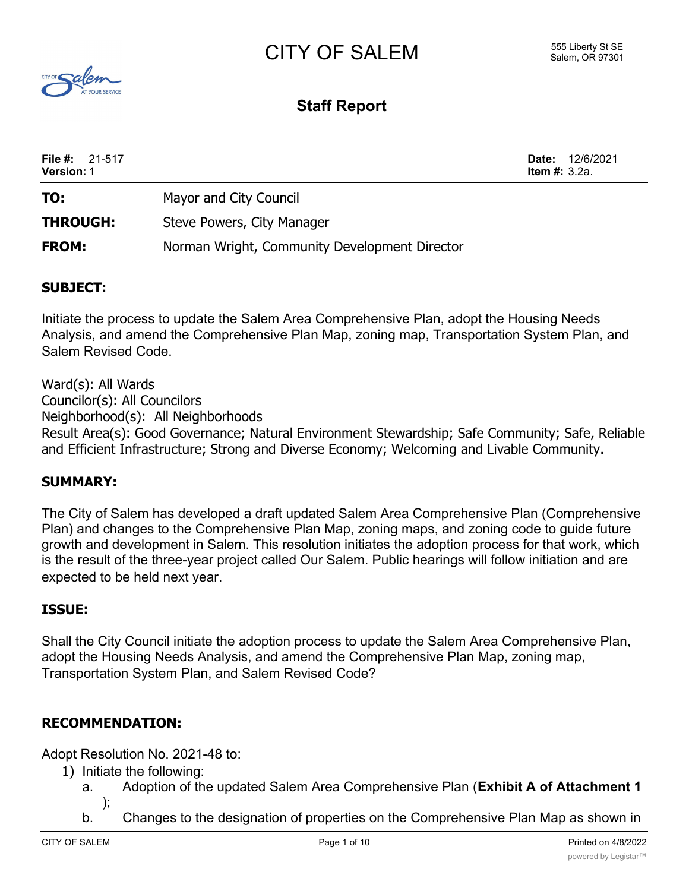# CITY OF SALEM

555 Liberty St SE
Salem, OR 97301

## Staff Report

**File #:** 21-517
**Version:** 1

**Date:** 12/6/2021
**Item #:** 3.2a.

**TO:** Mayor and City Council

**THROUGH:** Steve Powers, City Manager

**FROM:** Norman Wright, Community Development Director

### SUBJECT:

Initiate the process to update the Salem Area Comprehensive Plan, adopt the Housing Needs Analysis, and amend the Comprehensive Plan Map, zoning map, Transportation System Plan, and Salem Revised Code.

Ward(s): All Wards
Councilor(s): All Councilors
Neighborhood(s): All Neighborhoods
Result Area(s): Good Governance; Natural Environment Stewardship; Safe Community; Safe, Reliable and Efficient Infrastructure; Strong and Diverse Economy; Welcoming and Livable Community.

### SUMMARY:

The City of Salem has developed a draft updated Salem Area Comprehensive Plan (Comprehensive Plan) and changes to the Comprehensive Plan Map, zoning maps, and zoning code to guide future growth and development in Salem. This resolution initiates the adoption process for that work, which is the result of the three-year project called Our Salem. Public hearings will follow initiation and are expected to be held next year.

### ISSUE:

Shall the City Council initiate the adoption process to update the Salem Area Comprehensive Plan, adopt the Housing Needs Analysis, and amend the Comprehensive Plan Map, zoning map, Transportation System Plan, and Salem Revised Code?

### RECOMMENDATION:

Adopt Resolution No. 2021-48 to:

1) Initiate the following:
   a. Adoption of the updated Salem Area Comprehensive Plan (**Exhibit A of Attachment 1**);
   b. Changes to the designation of properties on the Comprehensive Plan Map as shown in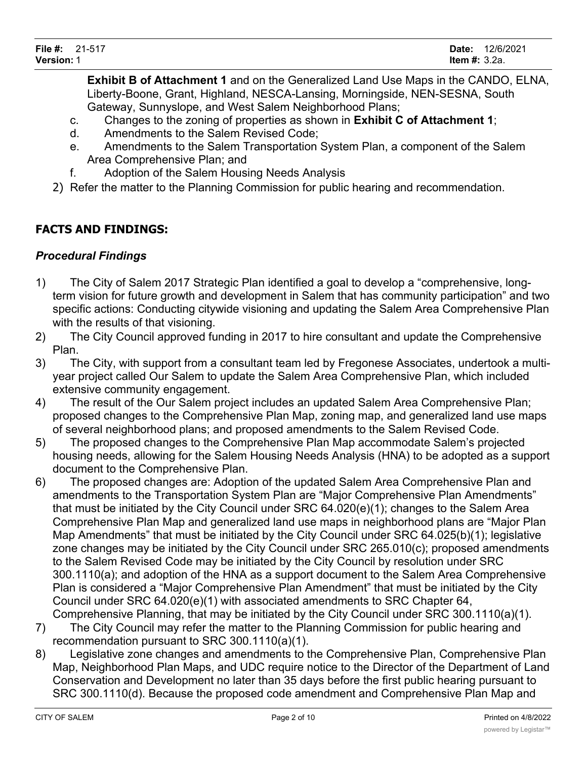**Exhibit B of Attachment 1** and on the Generalized Land Use Maps in the CANDO, ELNA, Liberty-Boone, Grant, Highland, NESCA-Lansing, Morningside, NEN-SESNA, South Gateway, Sunnyslope, and West Salem Neighborhood Plans;

c. Changes to the zoning of properties as shown in **Exhibit C of Attachment 1**;

d. Amendments to the Salem Revised Code;

e. Amendments to the Salem Transportation System Plan, a component of the Salem Area Comprehensive Plan; and

f. Adoption of the Salem Housing Needs Analysis

2) Refer the matter to the Planning Commission for public hearing and recommendation.

## FACTS AND FINDINGS:

### *Procedural Findings*

1) The City of Salem 2017 Strategic Plan identified a goal to develop a "comprehensive, long-term vision for future growth and development in Salem that has community participation" and two specific actions: Conducting citywide visioning and updating the Salem Area Comprehensive Plan with the results of that visioning.
2) The City Council approved funding in 2017 to hire consultant and update the Comprehensive Plan.
3) The City, with support from a consultant team led by Fregonese Associates, undertook a multi-year project called Our Salem to update the Salem Area Comprehensive Plan, which included extensive community engagement.
4) The result of the Our Salem project includes an updated Salem Area Comprehensive Plan; proposed changes to the Comprehensive Plan Map, zoning map, and generalized land use maps of several neighborhood plans; and proposed amendments to the Salem Revised Code.
5) The proposed changes to the Comprehensive Plan Map accommodate Salem's projected housing needs, allowing for the Salem Housing Needs Analysis (HNA) to be adopted as a support document to the Comprehensive Plan.
6) The proposed changes are: Adoption of the updated Salem Area Comprehensive Plan and amendments to the Transportation System Plan are "Major Comprehensive Plan Amendments" that must be initiated by the City Council under SRC 64.020(e)(1); changes to the Salem Area Comprehensive Plan Map and generalized land use maps in neighborhood plans are "Major Plan Map Amendments" that must be initiated by the City Council under SRC 64.025(b)(1); legislative zone changes may be initiated by the City Council under SRC 265.010(c); proposed amendments to the Salem Revised Code may be initiated by the City Council by resolution under SRC 300.1110(a); and adoption of the HNA as a support document to the Salem Area Comprehensive Plan is considered a "Major Comprehensive Plan Amendment" that must be initiated by the City Council under SRC 64.020(e)(1) with associated amendments to SRC Chapter 64, Comprehensive Planning, that may be initiated by the City Council under SRC 300.1110(a)(1).
7) The City Council may refer the matter to the Planning Commission for public hearing and recommendation pursuant to SRC 300.1110(a)(1).
8) Legislative zone changes and amendments to the Comprehensive Plan, Comprehensive Plan Map, Neighborhood Plan Maps, and UDC require notice to the Director of the Department of Land Conservation and Development no later than 35 days before the first public hearing pursuant to SRC 300.1110(d). Because the proposed code amendment and Comprehensive Plan Map and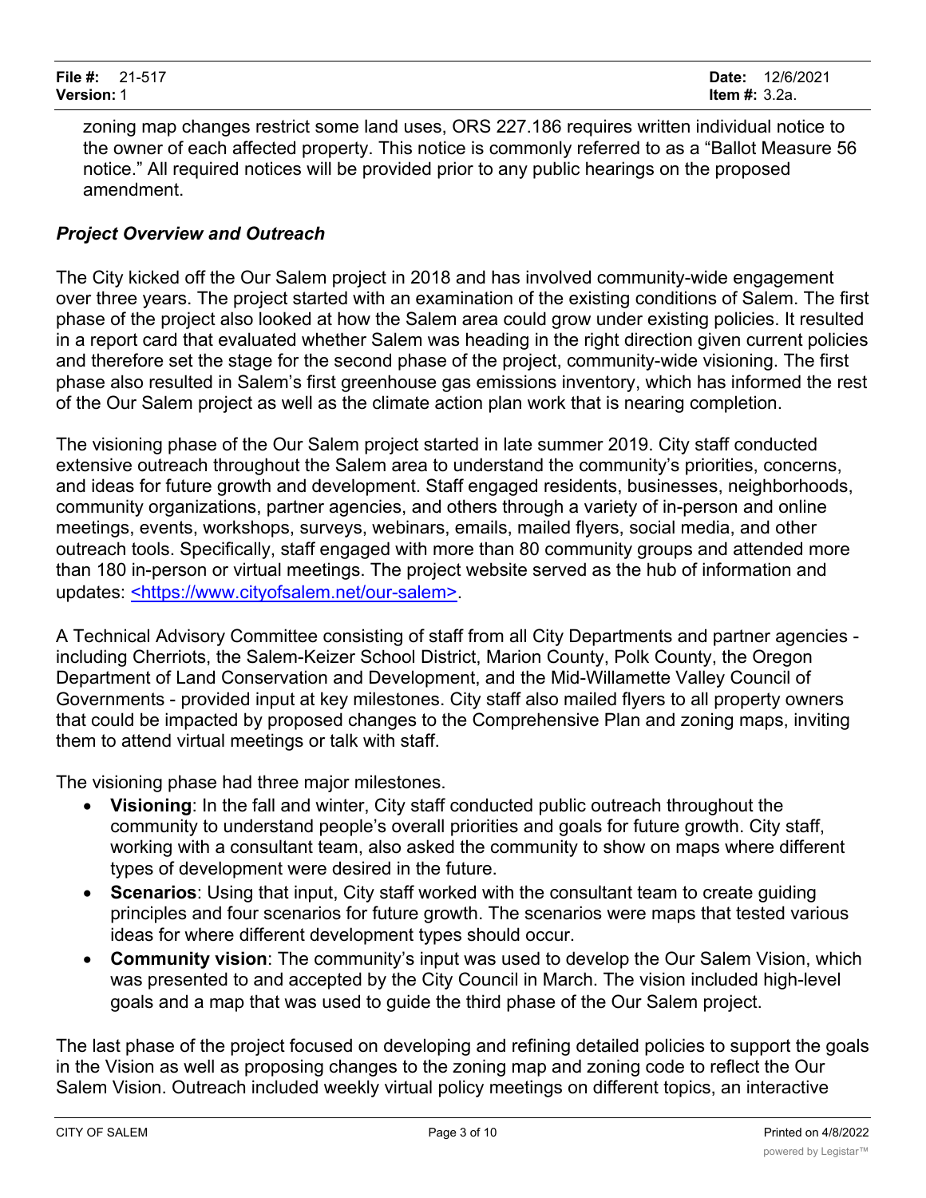zoning map changes restrict some land uses, ORS 227.186 requires written individual notice to the owner of each affected property. This notice is commonly referred to as a "Ballot Measure 56 notice." All required notices will be provided prior to any public hearings on the proposed amendment.

### *Project Overview and Outreach*

The City kicked off the Our Salem project in 2018 and has involved community-wide engagement over three years. The project started with an examination of the existing conditions of Salem. The first phase of the project also looked at how the Salem area could grow under existing policies. It resulted in a report card that evaluated whether Salem was heading in the right direction given current policies and therefore set the stage for the second phase of the project, community-wide visioning. The first phase also resulted in Salem's first greenhouse gas emissions inventory, which has informed the rest of the Our Salem project as well as the climate action plan work that is nearing completion.

The visioning phase of the Our Salem project started in late summer 2019. City staff conducted extensive outreach throughout the Salem area to understand the community's priorities, concerns, and ideas for future growth and development. Staff engaged residents, businesses, neighborhoods, community organizations, partner agencies, and others through a variety of in-person and online meetings, events, workshops, surveys, webinars, emails, mailed flyers, social media, and other outreach tools. Specifically, staff engaged with more than 80 community groups and attended more than 180 in-person or virtual meetings. The project website served as the hub of information and updates: <https://www.cityofsalem.net/our-salem>.

A Technical Advisory Committee consisting of staff from all City Departments and partner agencies - including Cherriots, the Salem-Keizer School District, Marion County, Polk County, the Oregon Department of Land Conservation and Development, and the Mid-Willamette Valley Council of Governments - provided input at key milestones. City staff also mailed flyers to all property owners that could be impacted by proposed changes to the Comprehensive Plan and zoning maps, inviting them to attend virtual meetings or talk with staff.

The visioning phase had three major milestones.

- **Visioning**: In the fall and winter, City staff conducted public outreach throughout the community to understand people's overall priorities and goals for future growth. City staff, working with a consultant team, also asked the community to show on maps where different types of development were desired in the future.
- **Scenarios**: Using that input, City staff worked with the consultant team to create guiding principles and four scenarios for future growth. The scenarios were maps that tested various ideas for where different development types should occur.
- **Community vision**: The community's input was used to develop the Our Salem Vision, which was presented to and accepted by the City Council in March. The vision included high-level goals and a map that was used to guide the third phase of the Our Salem project.

The last phase of the project focused on developing and refining detailed policies to support the goals in the Vision as well as proposing changes to the zoning map and zoning code to reflect the Our Salem Vision. Outreach included weekly virtual policy meetings on different topics, an interactive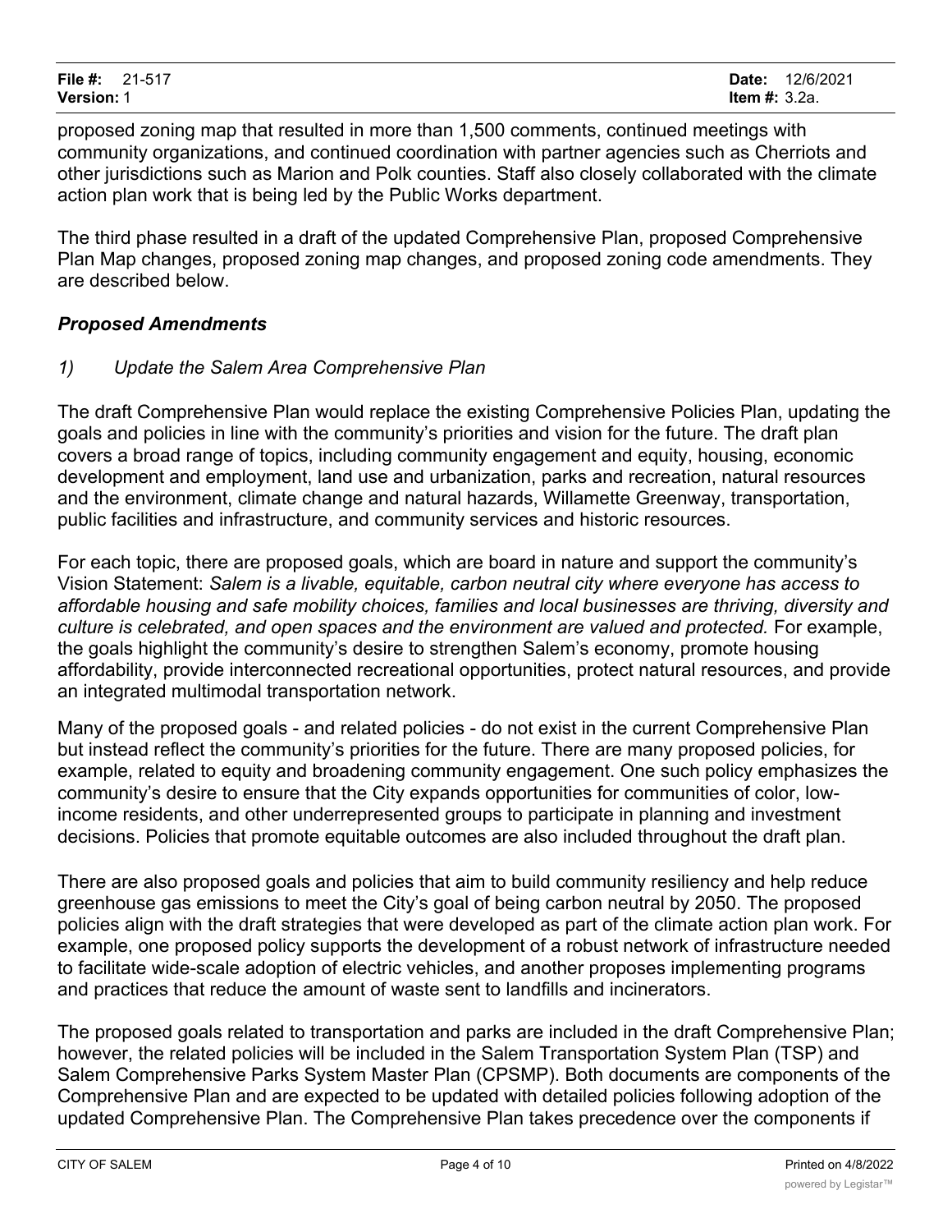proposed zoning map that resulted in more than 1,500 comments, continued meetings with community organizations, and continued coordination with partner agencies such as Cherriots and other jurisdictions such as Marion and Polk counties. Staff also closely collaborated with the climate action plan work that is being led by the Public Works department.

The third phase resulted in a draft of the updated Comprehensive Plan, proposed Comprehensive Plan Map changes, proposed zoning map changes, and proposed zoning code amendments. They are described below.

***Proposed Amendments***

*1) Update the Salem Area Comprehensive Plan*

The draft Comprehensive Plan would replace the existing Comprehensive Policies Plan, updating the goals and policies in line with the community's priorities and vision for the future. The draft plan covers a broad range of topics, including community engagement and equity, housing, economic development and employment, land use and urbanization, parks and recreation, natural resources and the environment, climate change and natural hazards, Willamette Greenway, transportation, public facilities and infrastructure, and community services and historic resources.

For each topic, there are proposed goals, which are board in nature and support the community's Vision Statement: *Salem is a livable, equitable, carbon neutral city where everyone has access to affordable housing and safe mobility choices, families and local businesses are thriving, diversity and culture is celebrated, and open spaces and the environment are valued and protected.* For example, the goals highlight the community's desire to strengthen Salem's economy, promote housing affordability, provide interconnected recreational opportunities, protect natural resources, and provide an integrated multimodal transportation network.

Many of the proposed goals - and related policies - do not exist in the current Comprehensive Plan but instead reflect the community's priorities for the future. There are many proposed policies, for example, related to equity and broadening community engagement. One such policy emphasizes the community's desire to ensure that the City expands opportunities for communities of color, low-income residents, and other underrepresented groups to participate in planning and investment decisions. Policies that promote equitable outcomes are also included throughout the draft plan.

There are also proposed goals and policies that aim to build community resiliency and help reduce greenhouse gas emissions to meet the City's goal of being carbon neutral by 2050. The proposed policies align with the draft strategies that were developed as part of the climate action plan work. For example, one proposed policy supports the development of a robust network of infrastructure needed to facilitate wide-scale adoption of electric vehicles, and another proposes implementing programs and practices that reduce the amount of waste sent to landfills and incinerators.

The proposed goals related to transportation and parks are included in the draft Comprehensive Plan; however, the related policies will be included in the Salem Transportation System Plan (TSP) and Salem Comprehensive Parks System Master Plan (CPSMP). Both documents are components of the Comprehensive Plan and are expected to be updated with detailed policies following adoption of the updated Comprehensive Plan. The Comprehensive Plan takes precedence over the components if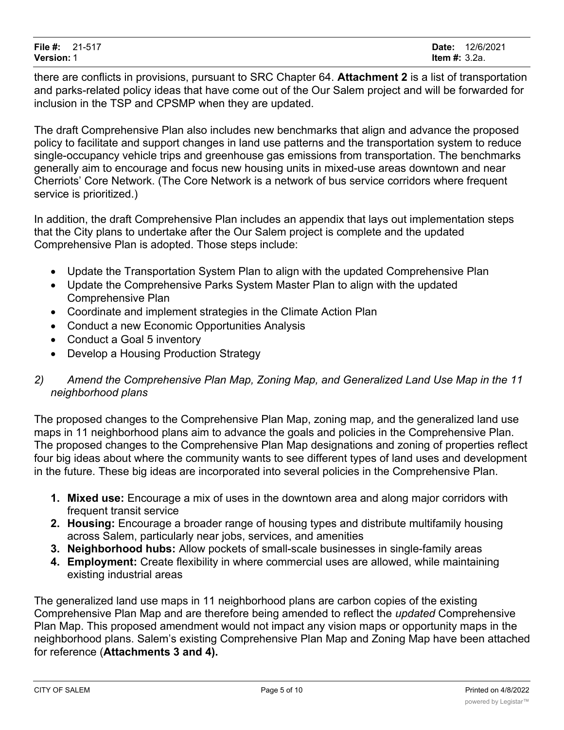there are conflicts in provisions, pursuant to SRC Chapter 64. **Attachment 2** is a list of transportation and parks-related policy ideas that have come out of the Our Salem project and will be forwarded for inclusion in the TSP and CPSMP when they are updated.

The draft Comprehensive Plan also includes new benchmarks that align and advance the proposed policy to facilitate and support changes in land use patterns and the transportation system to reduce single-occupancy vehicle trips and greenhouse gas emissions from transportation. The benchmarks generally aim to encourage and focus new housing units in mixed-use areas downtown and near Cherriots' Core Network. (The Core Network is a network of bus service corridors where frequent service is prioritized.)

In addition, the draft Comprehensive Plan includes an appendix that lays out implementation steps that the City plans to undertake after the Our Salem project is complete and the updated Comprehensive Plan is adopted. Those steps include:

- Update the Transportation System Plan to align with the updated Comprehensive Plan
- Update the Comprehensive Parks System Master Plan to align with the updated Comprehensive Plan
- Coordinate and implement strategies in the Climate Action Plan
- Conduct a new Economic Opportunities Analysis
- Conduct a Goal 5 inventory
- Develop a Housing Production Strategy

*2) Amend the Comprehensive Plan Map, Zoning Map, and Generalized Land Use Map in the 11 neighborhood plans*

The proposed changes to the Comprehensive Plan Map, zoning map, and the generalized land use maps in 11 neighborhood plans aim to advance the goals and policies in the Comprehensive Plan. The proposed changes to the Comprehensive Plan Map designations and zoning of properties reflect four big ideas about where the community wants to see different types of land uses and development in the future. These big ideas are incorporated into several policies in the Comprehensive Plan.

1. **Mixed use:** Encourage a mix of uses in the downtown area and along major corridors with frequent transit service
2. **Housing:** Encourage a broader range of housing types and distribute multifamily housing across Salem, particularly near jobs, services, and amenities
3. **Neighborhood hubs:** Allow pockets of small-scale businesses in single-family areas
4. **Employment:** Create flexibility in where commercial uses are allowed, while maintaining existing industrial areas

The generalized land use maps in 11 neighborhood plans are carbon copies of the existing Comprehensive Plan Map and are therefore being amended to reflect the *updated* Comprehensive Plan Map. This proposed amendment would not impact any vision maps or opportunity maps in the neighborhood plans. Salem's existing Comprehensive Plan Map and Zoning Map have been attached for reference (**Attachments 3 and 4).**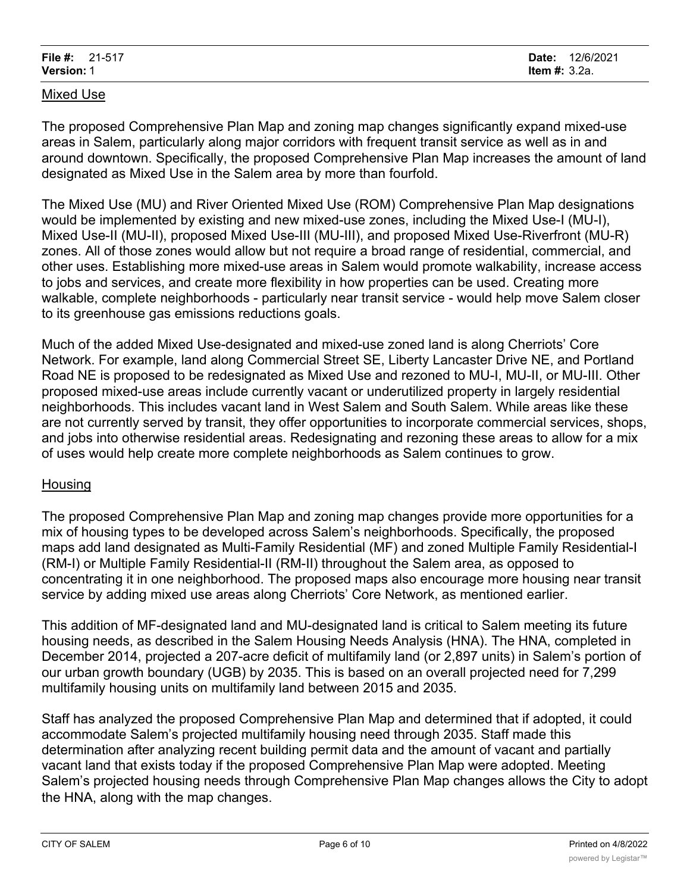## Mixed Use

The proposed Comprehensive Plan Map and zoning map changes significantly expand mixed-use areas in Salem, particularly along major corridors with frequent transit service as well as in and around downtown. Specifically, the proposed Comprehensive Plan Map increases the amount of land designated as Mixed Use in the Salem area by more than fourfold.

The Mixed Use (MU) and River Oriented Mixed Use (ROM) Comprehensive Plan Map designations would be implemented by existing and new mixed-use zones, including the Mixed Use-I (MU-I), Mixed Use-II (MU-II), proposed Mixed Use-III (MU-III), and proposed Mixed Use-Riverfront (MU-R) zones. All of those zones would allow but not require a broad range of residential, commercial, and other uses. Establishing more mixed-use areas in Salem would promote walkability, increase access to jobs and services, and create more flexibility in how properties can be used. Creating more walkable, complete neighborhoods - particularly near transit service - would help move Salem closer to its greenhouse gas emissions reductions goals.

Much of the added Mixed Use-designated and mixed-use zoned land is along Cherriots' Core Network. For example, land along Commercial Street SE, Liberty Lancaster Drive NE, and Portland Road NE is proposed to be redesignated as Mixed Use and rezoned to MU-I, MU-II, or MU-III. Other proposed mixed-use areas include currently vacant or underutilized property in largely residential neighborhoods. This includes vacant land in West Salem and South Salem. While areas like these are not currently served by transit, they offer opportunities to incorporate commercial services, shops, and jobs into otherwise residential areas. Redesignating and rezoning these areas to allow for a mix of uses would help create more complete neighborhoods as Salem continues to grow.

## Housing

The proposed Comprehensive Plan Map and zoning map changes provide more opportunities for a mix of housing types to be developed across Salem's neighborhoods. Specifically, the proposed maps add land designated as Multi-Family Residential (MF) and zoned Multiple Family Residential-I (RM-I) or Multiple Family Residential-II (RM-II) throughout the Salem area, as opposed to concentrating it in one neighborhood. The proposed maps also encourage more housing near transit service by adding mixed use areas along Cherriots' Core Network, as mentioned earlier.

This addition of MF-designated land and MU-designated land is critical to Salem meeting its future housing needs, as described in the Salem Housing Needs Analysis (HNA). The HNA, completed in December 2014, projected a 207-acre deficit of multifamily land (or 2,897 units) in Salem's portion of our urban growth boundary (UGB) by 2035. This is based on an overall projected need for 7,299 multifamily housing units on multifamily land between 2015 and 2035.

Staff has analyzed the proposed Comprehensive Plan Map and determined that if adopted, it could accommodate Salem's projected multifamily housing need through 2035. Staff made this determination after analyzing recent building permit data and the amount of vacant and partially vacant land that exists today if the proposed Comprehensive Plan Map were adopted. Meeting Salem's projected housing needs through Comprehensive Plan Map changes allows the City to adopt the HNA, along with the map changes.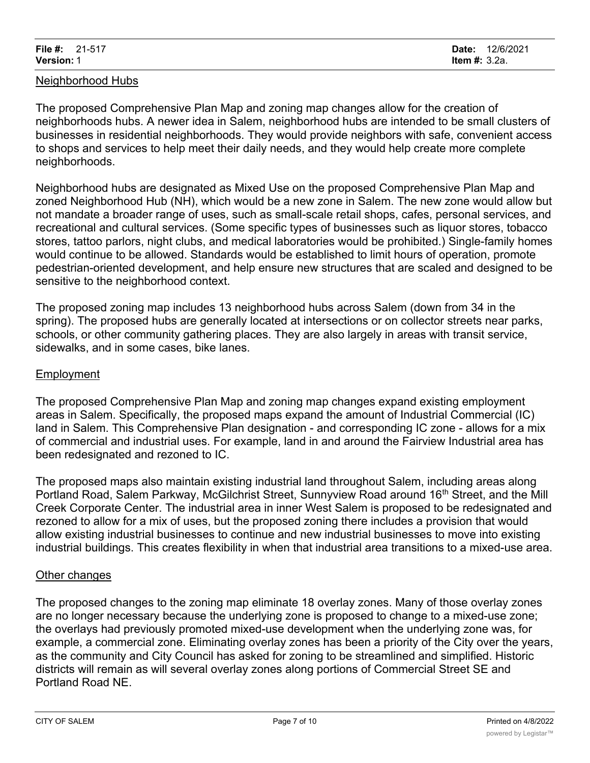## Neighborhood Hubs

The proposed Comprehensive Plan Map and zoning map changes allow for the creation of neighborhoods hubs. A newer idea in Salem, neighborhood hubs are intended to be small clusters of businesses in residential neighborhoods. They would provide neighbors with safe, convenient access to shops and services to help meet their daily needs, and they would help create more complete neighborhoods.

Neighborhood hubs are designated as Mixed Use on the proposed Comprehensive Plan Map and zoned Neighborhood Hub (NH), which would be a new zone in Salem. The new zone would allow but not mandate a broader range of uses, such as small-scale retail shops, cafes, personal services, and recreational and cultural services. (Some specific types of businesses such as liquor stores, tobacco stores, tattoo parlors, night clubs, and medical laboratories would be prohibited.) Single-family homes would continue to be allowed. Standards would be established to limit hours of operation, promote pedestrian-oriented development, and help ensure new structures that are scaled and designed to be sensitive to the neighborhood context.

The proposed zoning map includes 13 neighborhood hubs across Salem (down from 34 in the spring). The proposed hubs are generally located at intersections or on collector streets near parks, schools, or other community gathering places. They are also largely in areas with transit service, sidewalks, and in some cases, bike lanes.

## Employment

The proposed Comprehensive Plan Map and zoning map changes expand existing employment areas in Salem. Specifically, the proposed maps expand the amount of Industrial Commercial (IC) land in Salem. This Comprehensive Plan designation - and corresponding IC zone - allows for a mix of commercial and industrial uses. For example, land in and around the Fairview Industrial area has been redesignated and rezoned to IC.

The proposed maps also maintain existing industrial land throughout Salem, including areas along Portland Road, Salem Parkway, McGilchrist Street, Sunnyview Road around 16th Street, and the Mill Creek Corporate Center. The industrial area in inner West Salem is proposed to be redesignated and rezoned to allow for a mix of uses, but the proposed zoning there includes a provision that would allow existing industrial businesses to continue and new industrial businesses to move into existing industrial buildings. This creates flexibility in when that industrial area transitions to a mixed-use area.

## Other changes

The proposed changes to the zoning map eliminate 18 overlay zones. Many of those overlay zones are no longer necessary because the underlying zone is proposed to change to a mixed-use zone; the overlays had previously promoted mixed-use development when the underlying zone was, for example, a commercial zone. Eliminating overlay zones has been a priority of the City over the years, as the community and City Council has asked for zoning to be streamlined and simplified. Historic districts will remain as will several overlay zones along portions of Commercial Street SE and Portland Road NE.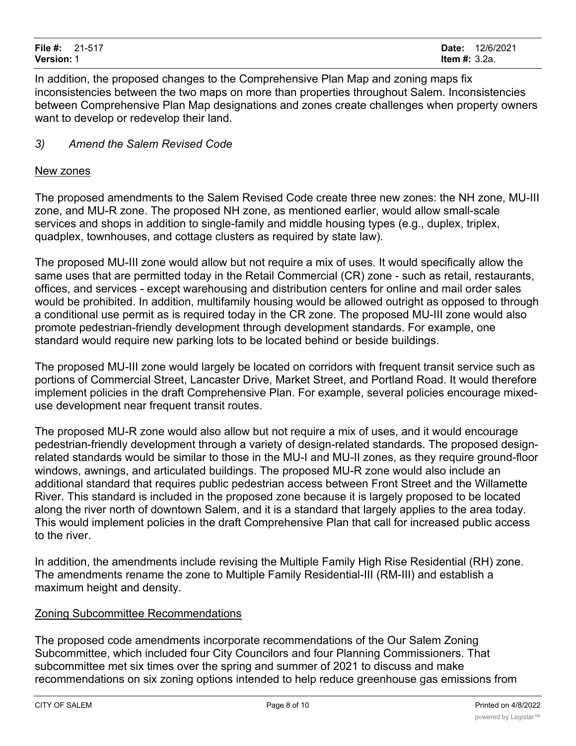In addition, the proposed changes to the Comprehensive Plan Map and zoning maps fix inconsistencies between the two maps on more than properties throughout Salem. Inconsistencies between Comprehensive Plan Map designations and zones create challenges when property owners want to develop or redevelop their land.

*3) Amend the Salem Revised Code*

New zones

The proposed amendments to the Salem Revised Code create three new zones: the NH zone, MU-III zone, and MU-R zone. The proposed NH zone, as mentioned earlier, would allow small-scale services and shops in addition to single-family and middle housing types (e.g., duplex, triplex, quadplex, townhouses, and cottage clusters as required by state law).

The proposed MU-III zone would allow but not require a mix of uses. It would specifically allow the same uses that are permitted today in the Retail Commercial (CR) zone - such as retail, restaurants, offices, and services - except warehousing and distribution centers for online and mail order sales would be prohibited. In addition, multifamily housing would be allowed outright as opposed to through a conditional use permit as is required today in the CR zone. The proposed MU-III zone would also promote pedestrian-friendly development through development standards. For example, one standard would require new parking lots to be located behind or beside buildings.

The proposed MU-III zone would largely be located on corridors with frequent transit service such as portions of Commercial Street, Lancaster Drive, Market Street, and Portland Road. It would therefore implement policies in the draft Comprehensive Plan. For example, several policies encourage mixed-use development near frequent transit routes.

The proposed MU-R zone would also allow but not require a mix of uses, and it would encourage pedestrian-friendly development through a variety of design-related standards. The proposed design-related standards would be similar to those in the MU-I and MU-II zones, as they require ground-floor windows, awnings, and articulated buildings. The proposed MU-R zone would also include an additional standard that requires public pedestrian access between Front Street and the Willamette River. This standard is included in the proposed zone because it is largely proposed to be located along the river north of downtown Salem, and it is a standard that largely applies to the area today. This would implement policies in the draft Comprehensive Plan that call for increased public access to the river.

In addition, the amendments include revising the Multiple Family High Rise Residential (RH) zone. The amendments rename the zone to Multiple Family Residential-III (RM-III) and establish a maximum height and density.

Zoning Subcommittee Recommendations

The proposed code amendments incorporate recommendations of the Our Salem Zoning Subcommittee, which included four City Councilors and four Planning Commissioners. That subcommittee met six times over the spring and summer of 2021 to discuss and make recommendations on six zoning options intended to help reduce greenhouse gas emissions from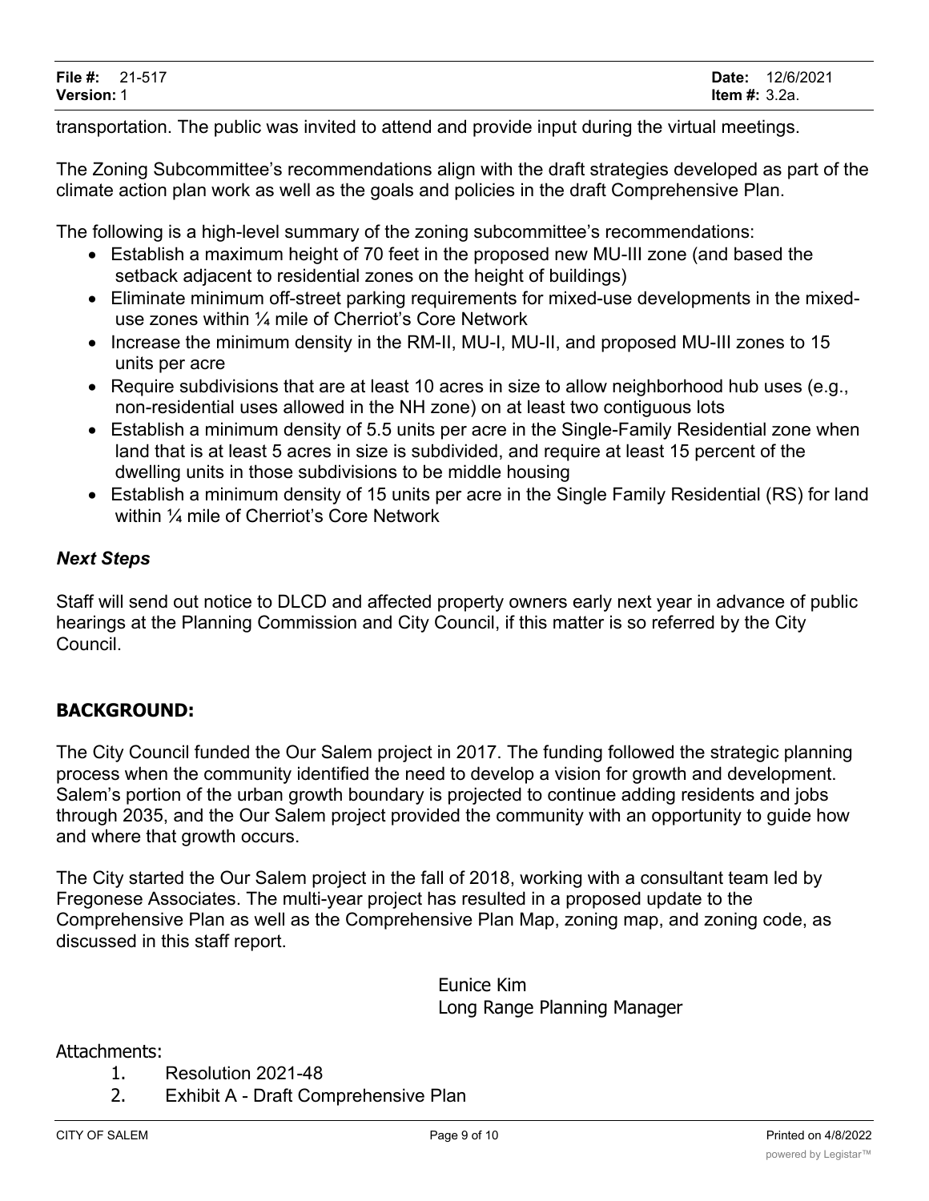transportation. The public was invited to attend and provide input during the virtual meetings.

The Zoning Subcommittee's recommendations align with the draft strategies developed as part of the climate action plan work as well as the goals and policies in the draft Comprehensive Plan.

The following is a high-level summary of the zoning subcommittee's recommendations:

- Establish a maximum height of 70 feet in the proposed new MU-III zone (and based the setback adjacent to residential zones on the height of buildings)
- Eliminate minimum off-street parking requirements for mixed-use developments in the mixed-use zones within ¼ mile of Cherriot's Core Network
- Increase the minimum density in the RM-II, MU-I, MU-II, and proposed MU-III zones to 15 units per acre
- Require subdivisions that are at least 10 acres in size to allow neighborhood hub uses (e.g., non-residential uses allowed in the NH zone) on at least two contiguous lots
- Establish a minimum density of 5.5 units per acre in the Single-Family Residential zone when land that is at least 5 acres in size is subdivided, and require at least 15 percent of the dwelling units in those subdivisions to be middle housing
- Establish a minimum density of 15 units per acre in the Single Family Residential (RS) for land within ¼ mile of Cherriot's Core Network

### *Next Steps*

Staff will send out notice to DLCD and affected property owners early next year in advance of public hearings at the Planning Commission and City Council, if this matter is so referred by the City Council.

## BACKGROUND:

The City Council funded the Our Salem project in 2017. The funding followed the strategic planning process when the community identified the need to develop a vision for growth and development. Salem's portion of the urban growth boundary is projected to continue adding residents and jobs through 2035, and the Our Salem project provided the community with an opportunity to guide how and where that growth occurs.

The City started the Our Salem project in the fall of 2018, working with a consultant team led by Fregonese Associates. The multi-year project has resulted in a proposed update to the Comprehensive Plan as well as the Comprehensive Plan Map, zoning map, and zoning code, as discussed in this staff report.

Eunice Kim
Long Range Planning Manager

Attachments:

1. Resolution 2021-48
2. Exhibit A - Draft Comprehensive Plan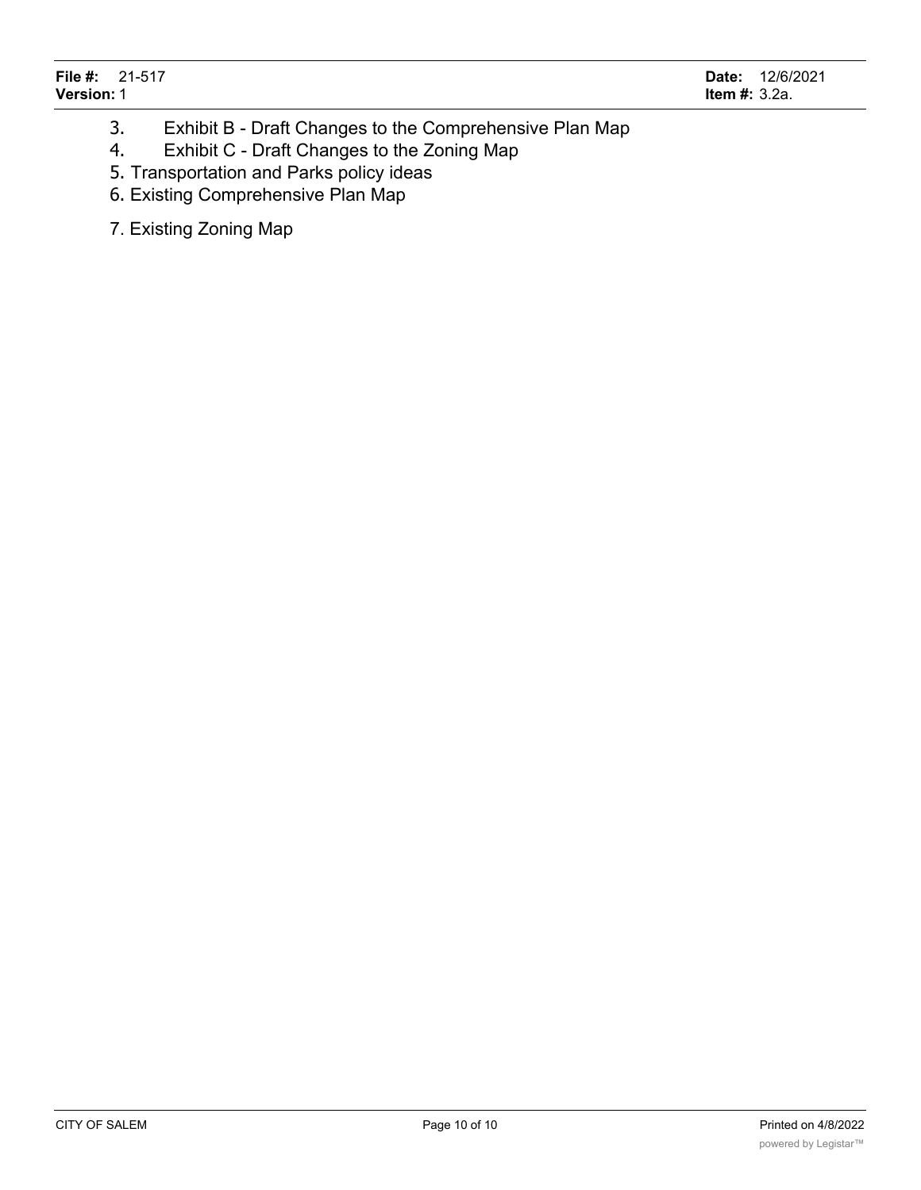3. Exhibit B - Draft Changes to the Comprehensive Plan Map
4. Exhibit C - Draft Changes to the Zoning Map
5. Transportation and Parks policy ideas
6. Existing Comprehensive Plan Map
7. Existing Zoning Map